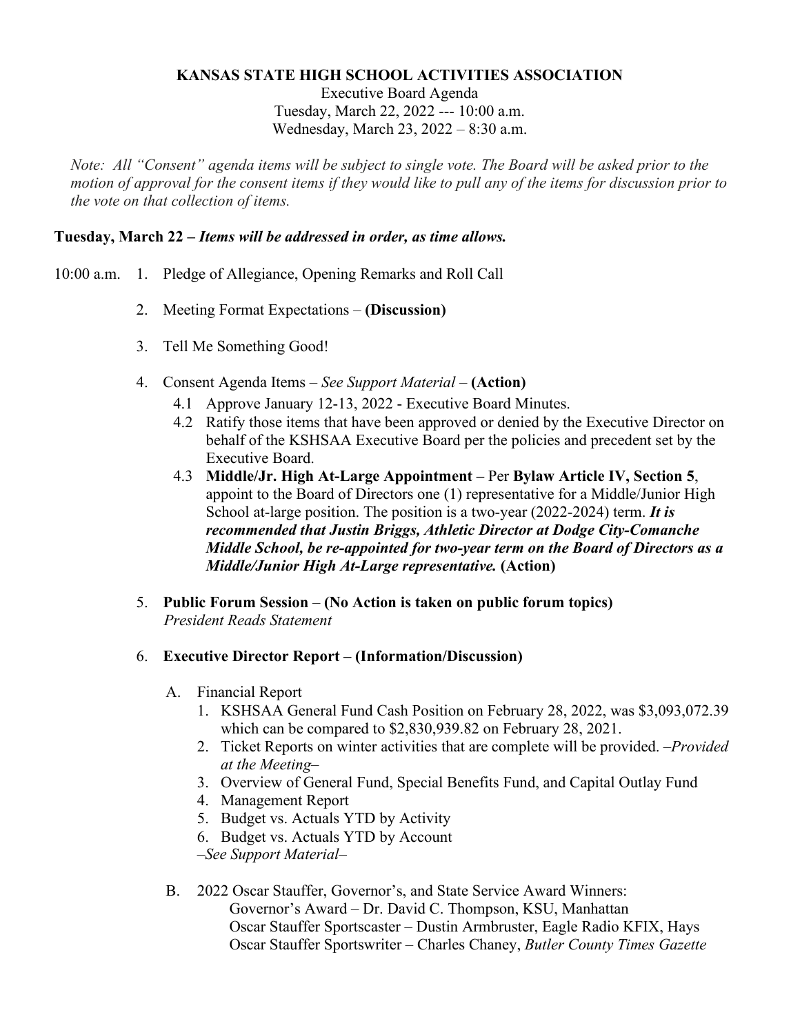**KANSAS STATE HIGH SCHOOL ACTIVITIES ASSOCIATION**

Executive Board Agenda
Tuesday, March 22, 2022 --- 10:00 a.m.
Wednesday, March 23, 2022 – 8:30 a.m.

*Note: All "Consent" agenda items will be subject to single vote. The Board will be asked prior to the motion of approval for the consent items if they would like to pull any of the items for discussion prior to the vote on that collection of items.*

**Tuesday, March 22 –** ***Items will be addressed in order, as time allows.***

10:00 a.m. 1. Pledge of Allegiance, Opening Remarks and Roll Call

2. Meeting Format Expectations – **(Discussion)**

3. Tell Me Something Good!

4. Consent Agenda Items – *See Support Material* – **(Action)**
   - 4.1 Approve January 12-13, 2022 - Executive Board Minutes.
   - 4.2 Ratify those items that have been approved or denied by the Executive Director on behalf of the KSHSAA Executive Board per the policies and precedent set by the Executive Board.
   - 4.3 **Middle/Jr. High At-Large Appointment –** Per **Bylaw Article IV, Section 5**, appoint to the Board of Directors one (1) representative for a Middle/Junior High School at-large position. The position is a two-year (2022-2024) term. ***It is recommended that Justin Briggs, Athletic Director at Dodge City-Comanche Middle School, be re-appointed for two-year term on the Board of Directors as a Middle/Junior High At-Large representative.*** **(Action)**

5. **Public Forum Session** – **(No Action is taken on public forum topics)**
   *President Reads Statement*

6. **Executive Director Report – (Information/Discussion)**

   A. Financial Report
      1. KSHSAA General Fund Cash Position on February 28, 2022, was $3,093,072.39 which can be compared to $2,830,939.82 on February 28, 2021.
      2. Ticket Reports on winter activities that are complete will be provided. *–Provided at the Meeting–*
      3. Overview of General Fund, Special Benefits Fund, and Capital Outlay Fund
      4. Management Report
      5. Budget vs. Actuals YTD by Activity
      6. Budget vs. Actuals YTD by Account

      *–See Support Material–*

   B. 2022 Oscar Stauffer, Governor's, and State Service Award Winners:
      Governor's Award – Dr. David C. Thompson, KSU, Manhattan
      Oscar Stauffer Sportscaster – Dustin Armbruster, Eagle Radio KFIX, Hays
      Oscar Stauffer Sportswriter – Charles Chaney, *Butler County Times Gazette*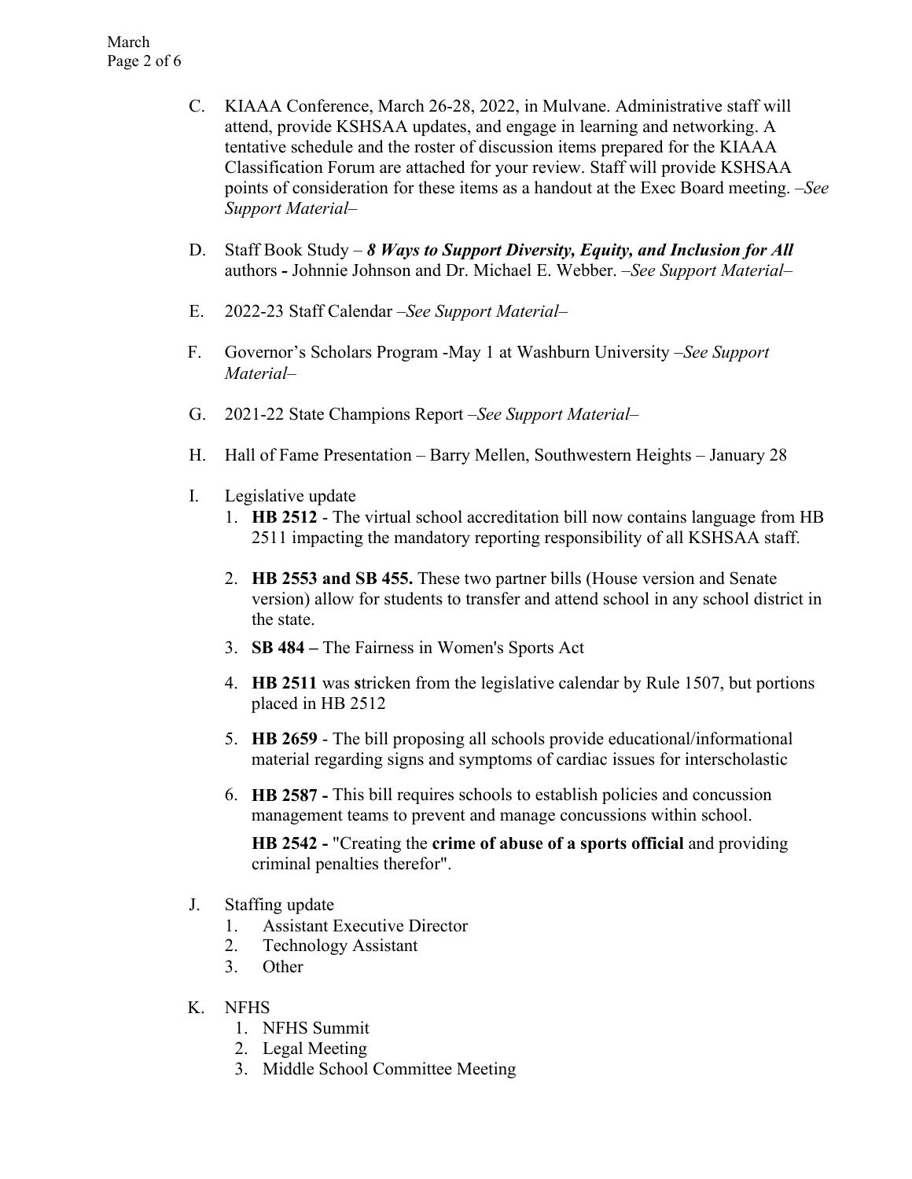C. KIAAA Conference, March 26-28, 2022, in Mulvane. Administrative staff will attend, provide KSHSAA updates, and engage in learning and networking. A tentative schedule and the roster of discussion items prepared for the KIAAA Classification Forum are attached for your review. Staff will provide KSHSAA points of consideration for these items as a handout at the Exec Board meeting. *–See Support Material–*

D. Staff Book Study – ***8 Ways to Support Diversity, Equity, and Inclusion for All*** authors **-** Johnnie Johnson and Dr. Michael E. Webber. *–See Support Material–*

E. 2022-23 Staff Calendar *–See Support Material–*

F. Governor's Scholars Program -May 1 at Washburn University *–See Support Material–*

G. 2021-22 State Champions Report *–See Support Material–*

H. Hall of Fame Presentation – Barry Mellen, Southwestern Heights – January 28

I. Legislative update
   1. **HB 2512** - The virtual school accreditation bill now contains language from HB 2511 impacting the mandatory reporting responsibility of all KSHSAA staff.
   2. **HB 2553 and SB 455.** These two partner bills (House version and Senate version) allow for students to transfer and attend school in any school district in the state.
   3. **SB 484 –** The Fairness in Women's Sports Act
   4. **HB 2511** was **s**tricken from the legislative calendar by Rule 1507, but portions placed in HB 2512
   5. **HB 2659** - The bill proposing all schools provide educational/informational material regarding signs and symptoms of cardiac issues for interscholastic
   6. **HB 2587 -** This bill requires schools to establish policies and concussion management teams to prevent and manage concussions within school.

      **HB 2542 -** "Creating the **crime of abuse of a sports official** and providing criminal penalties therefor".

J. Staffing update
   1. Assistant Executive Director
   2. Technology Assistant
   3. Other

K. NFHS
   1. NFHS Summit
   2. Legal Meeting
   3. Middle School Committee Meeting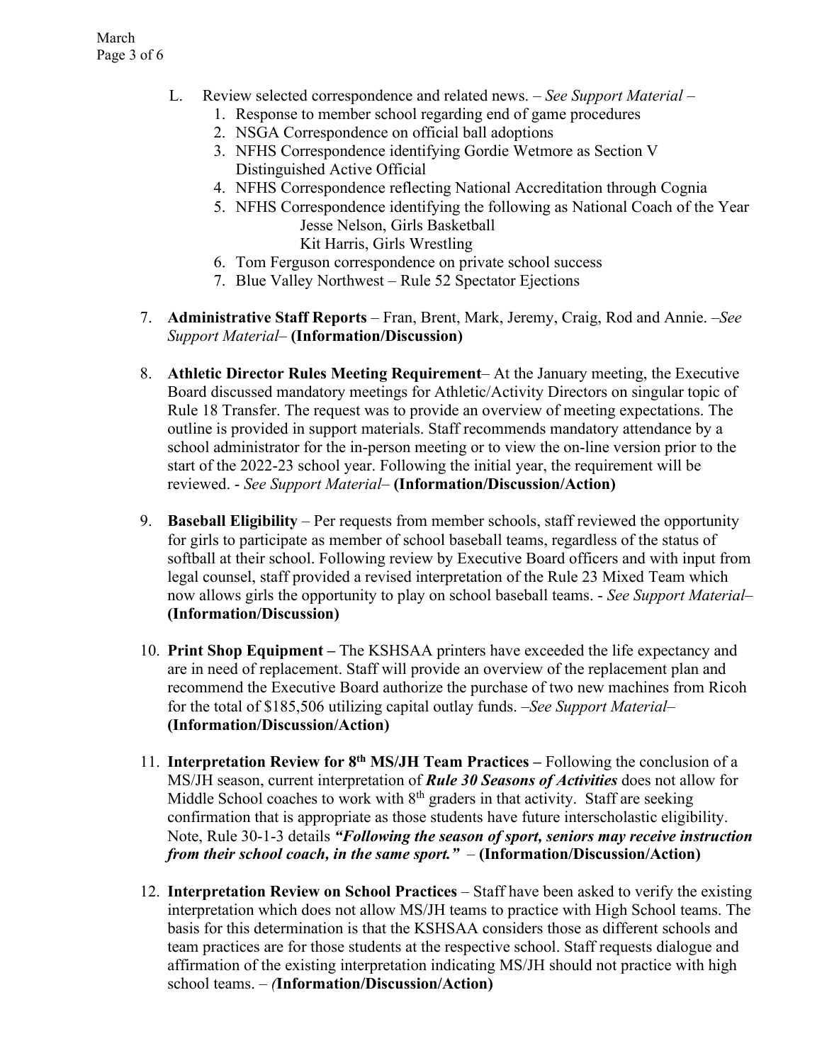L. Review selected correspondence and related news. – *See Support Material* –
   1. Response to member school regarding end of game procedures
   2. NSGA Correspondence on official ball adoptions
   3. NFHS Correspondence identifying Gordie Wetmore as Section V Distinguished Active Official
   4. NFHS Correspondence reflecting National Accreditation through Cognia
   5. NFHS Correspondence identifying the following as National Coach of the Year
      Jesse Nelson, Girls Basketball
      Kit Harris, Girls Wrestling
   6. Tom Ferguson correspondence on private school success
   7. Blue Valley Northwest – Rule 52 Spectator Ejections

7. **Administrative Staff Reports** – Fran, Brent, Mark, Jeremy, Craig, Rod and Annie. –*See Support Material*– **(Information/Discussion)**

8. **Athletic Director Rules Meeting Requirement**– At the January meeting, the Executive Board discussed mandatory meetings for Athletic/Activity Directors on singular topic of Rule 18 Transfer. The request was to provide an overview of meeting expectations. The outline is provided in support materials. Staff recommends mandatory attendance by a school administrator for the in-person meeting or to view the on-line version prior to the start of the 2022-23 school year. Following the initial year, the requirement will be reviewed. - *See Support Material*– **(Information/Discussion/Action)**

9. **Baseball Eligibility** – Per requests from member schools, staff reviewed the opportunity for girls to participate as member of school baseball teams, regardless of the status of softball at their school. Following review by Executive Board officers and with input from legal counsel, staff provided a revised interpretation of the Rule 23 Mixed Team which now allows girls the opportunity to play on school baseball teams. - *See Support Material*– **(Information/Discussion)**

10. **Print Shop Equipment –** The KSHSAA printers have exceeded the life expectancy and are in need of replacement. Staff will provide an overview of the replacement plan and recommend the Executive Board authorize the purchase of two new machines from Ricoh for the total of $185,506 utilizing capital outlay funds. –*See Support Material*– **(Information/Discussion/Action)**

11. **Interpretation Review for 8th MS/JH Team Practices –** Following the conclusion of a MS/JH season, current interpretation of ***Rule 30 Seasons of Activities*** does not allow for Middle School coaches to work with 8th graders in that activity. Staff are seeking confirmation that is appropriate as those students have future interscholastic eligibility. Note, Rule 30-1-3 details ***"Following the season of sport, seniors may receive instruction from their school coach, in the same sport."*** – **(Information/Discussion/Action)**

12. **Interpretation Review on School Practices** – Staff have been asked to verify the existing interpretation which does not allow MS/JH teams to practice with High School teams. The basis for this determination is that the KSHSAA considers those as different schools and team practices are for those students at the respective school. Staff requests dialogue and affirmation of the existing interpretation indicating MS/JH should not practice with high school teams. – *(***Information/Discussion/Action)**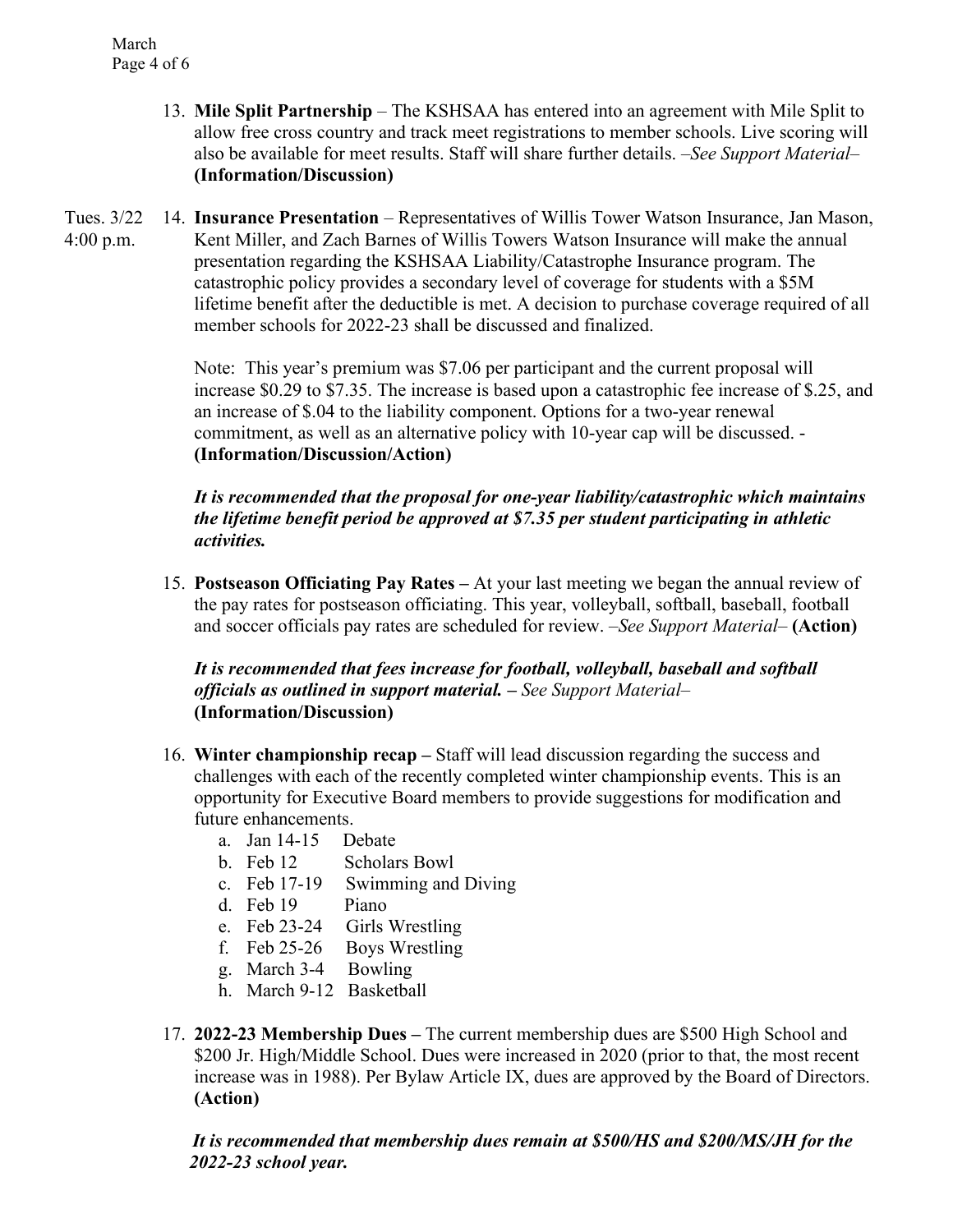13. **Mile Split Partnership** – The KSHSAA has entered into an agreement with Mile Split to allow free cross country and track meet registrations to member schools. Live scoring will also be available for meet results. Staff will share further details. *–See Support Material–* **(Information/Discussion)**

Tues. 3/22 4:00 p.m.

14. **Insurance Presentation** – Representatives of Willis Tower Watson Insurance, Jan Mason, Kent Miller, and Zach Barnes of Willis Towers Watson Insurance will make the annual presentation regarding the KSHSAA Liability/Catastrophe Insurance program. The catastrophic policy provides a secondary level of coverage for students with a $5M lifetime benefit after the deductible is met. A decision to purchase coverage required of all member schools for 2022-23 shall be discussed and finalized.

    Note: This year's premium was $7.06 per participant and the current proposal will increase $0.29 to $7.35. The increase is based upon a catastrophic fee increase of $.25, and an increase of $.04 to the liability component. Options for a two-year renewal commitment, as well as an alternative policy with 10-year cap will be discussed. - **(Information/Discussion/Action)**

    ***It is recommended that the proposal for one-year liability/catastrophic which maintains the lifetime benefit period be approved at $7.35 per student participating in athletic activities.***

15. **Postseason Officiating Pay Rates –** At your last meeting we began the annual review of the pay rates for postseason officiating. This year, volleyball, softball, baseball, football and soccer officials pay rates are scheduled for review. *–See Support Material–* **(Action)**

    ***It is recommended that fees increase for football, volleyball, baseball and softball officials as outlined in support material. –*** *See Support Material–* **(Information/Discussion)**

16. **Winter championship recap –** Staff will lead discussion regarding the success and challenges with each of the recently completed winter championship events. This is an opportunity for Executive Board members to provide suggestions for modification and future enhancements.
    a. Jan 14-15 Debate
    b. Feb 12 Scholars Bowl
    c. Feb 17-19 Swimming and Diving
    d. Feb 19 Piano
    e. Feb 23-24 Girls Wrestling
    f. Feb 25-26 Boys Wrestling
    g. March 3-4 Bowling
    h. March 9-12 Basketball

17. **2022-23 Membership Dues –** The current membership dues are $500 High School and $200 Jr. High/Middle School. Dues were increased in 2020 (prior to that, the most recent increase was in 1988). Per Bylaw Article IX, dues are approved by the Board of Directors. **(Action)**

    ***It is recommended that membership dues remain at $500/HS and $200/MS/JH for the 2022-23 school year.***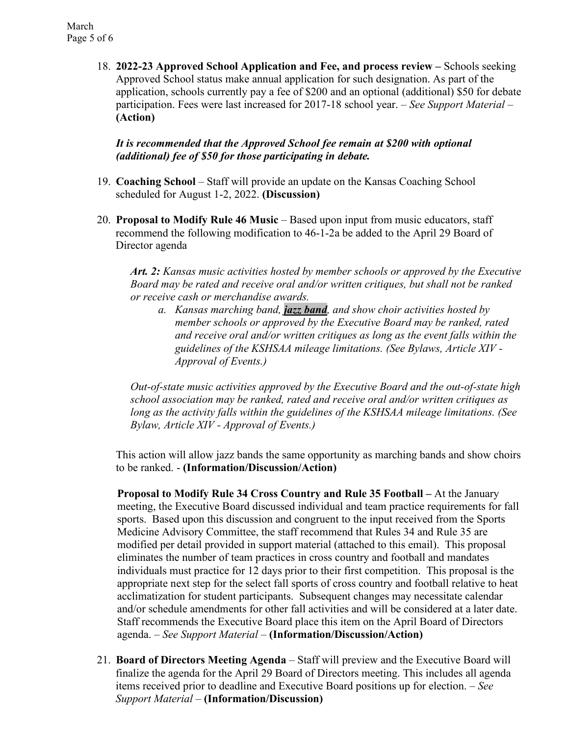18. **2022-23 Approved School Application and Fee, and process review –** Schools seeking Approved School status make annual application for such designation. As part of the application, schools currently pay a fee of $200 and an optional (additional) $50 for debate participation. Fees were last increased for 2017-18 school year. – *See Support Material* – **(Action)**

    ***It is recommended that the Approved School fee remain at $200 with optional (additional) fee of $50 for those participating in debate.***

19. **Coaching School** – Staff will provide an update on the Kansas Coaching School scheduled for August 1-2, 2022. **(Discussion)**

20. **Proposal to Modify Rule 46 Music** – Based upon input from music educators, staff recommend the following modification to 46-1-2a be added to the April 29 Board of Director agenda

    ***Art. 2:*** *Kansas music activities hosted by member schools or approved by the Executive Board may be rated and receive oral and/or written critiques, but shall not be ranked or receive cash or merchandise awards.*

    a. *Kansas marching band, **jazz band**, and show choir activities hosted by member schools or approved by the Executive Board may be ranked, rated and receive oral and/or written critiques as long as the event falls within the guidelines of the KSHSAA mileage limitations. (See Bylaws, Article XIV - Approval of Events.)*

    *Out-of-state music activities approved by the Executive Board and the out-of-state high school association may be ranked, rated and receive oral and/or written critiques as long as the activity falls within the guidelines of the KSHSAA mileage limitations. (See Bylaw, Article XIV - Approval of Events.)*

    This action will allow jazz bands the same opportunity as marching bands and show choirs to be ranked. - **(Information/Discussion/Action)**

    **Proposal to Modify Rule 34 Cross Country and Rule 35 Football –** At the January meeting, the Executive Board discussed individual and team practice requirements for fall sports. Based upon this discussion and congruent to the input received from the Sports Medicine Advisory Committee, the staff recommend that Rules 34 and Rule 35 are modified per detail provided in support material (attached to this email). This proposal eliminates the number of team practices in cross country and football and mandates individuals must practice for 12 days prior to their first competition. This proposal is the appropriate next step for the select fall sports of cross country and football relative to heat acclimatization for student participants. Subsequent changes may necessitate calendar and/or schedule amendments for other fall activities and will be considered at a later date. Staff recommends the Executive Board place this item on the April Board of Directors agenda. – *See Support Material* – **(Information/Discussion/Action)**

21. **Board of Directors Meeting Agenda** – Staff will preview and the Executive Board will finalize the agenda for the April 29 Board of Directors meeting. This includes all agenda items received prior to deadline and Executive Board positions up for election. – *See Support Material* – **(Information/Discussion)**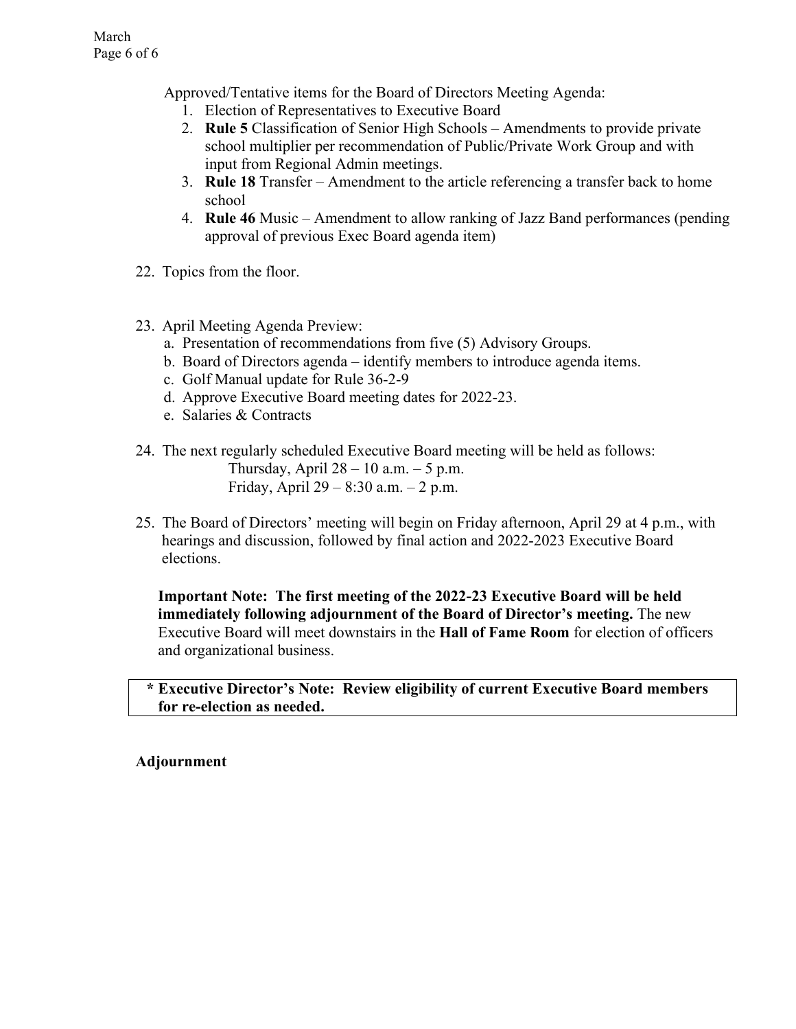Approved/Tentative items for the Board of Directors Meeting Agenda:

1. Election of Representatives to Executive Board
2. **Rule 5** Classification of Senior High Schools – Amendments to provide private school multiplier per recommendation of Public/Private Work Group and with input from Regional Admin meetings.
3. **Rule 18** Transfer – Amendment to the article referencing a transfer back to home school
4. **Rule 46** Music – Amendment to allow ranking of Jazz Band performances (pending approval of previous Exec Board agenda item)

22. Topics from the floor.

23. April Meeting Agenda Preview:
    a. Presentation of recommendations from five (5) Advisory Groups.
    b. Board of Directors agenda – identify members to introduce agenda items.
    c. Golf Manual update for Rule 36-2-9
    d. Approve Executive Board meeting dates for 2022-23.
    e. Salaries & Contracts

24. The next regularly scheduled Executive Board meeting will be held as follows:
    Thursday, April 28 – 10 a.m. – 5 p.m.
    Friday, April 29 – 8:30 a.m. – 2 p.m.

25. The Board of Directors' meeting will begin on Friday afternoon, April 29 at 4 p.m., with hearings and discussion, followed by final action and 2022-2023 Executive Board elections.

**Important Note: The first meeting of the 2022-23 Executive Board will be held immediately following adjournment of the Board of Director's meeting.** The new Executive Board will meet downstairs in the **Hall of Fame Room** for election of officers and organizational business.

**\* Executive Director's Note: Review eligibility of current Executive Board members for re-election as needed.**

**Adjournment**